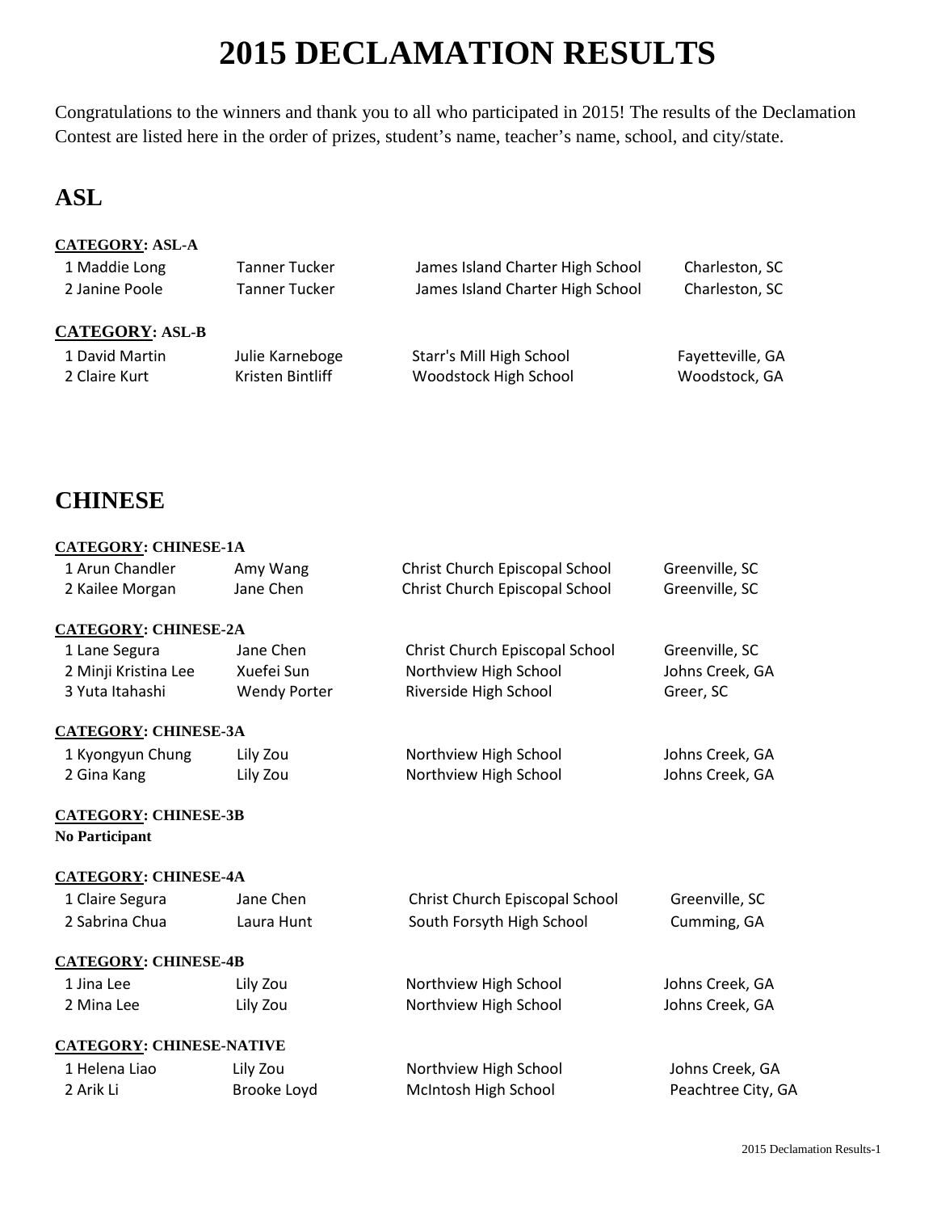# 2015 DECLAMATION RESULTS

Congratulations to the winners and thank you to all who participated in 2015! The results of the Declamation Contest are listed here in the order of prizes, student's name, teacher's name, school, and city/state.

## ASL

**CATEGORY: ASL-A**

| Prize | Student | Teacher | School | City/State |
|---|---|---|---|---|
| 1 | Maddie Long | Tanner Tucker | James Island Charter High School | Charleston, SC |
| 2 | Janine Poole | Tanner Tucker | James Island Charter High School | Charleston, SC |

**CATEGORY: ASL-B**

| Prize | Student | Teacher | School | City/State |
|---|---|---|---|---|
| 1 | David Martin | Julie Karneboge | Starr's Mill High School | Fayetteville, GA |
| 2 | Claire Kurt | Kristen Bintliff | Woodstock High School | Woodstock, GA |

## CHINESE

**CATEGORY: CHINESE-1A**

| Prize | Student | Teacher | School | City/State |
|---|---|---|---|---|
| 1 | Arun Chandler | Amy Wang | Christ Church Episcopal School | Greenville, SC |
| 2 | Kailee Morgan | Jane Chen | Christ Church Episcopal School | Greenville, SC |

**CATEGORY: CHINESE-2A**

| Prize | Student | Teacher | School | City/State |
|---|---|---|---|---|
| 1 | Lane Segura | Jane Chen | Christ Church Episcopal School | Greenville, SC |
| 2 | Minji Kristina Lee | Xuefei Sun | Northview High School | Johns Creek, GA |
| 3 | Yuta Itahashi | Wendy Porter | Riverside High School | Greer, SC |

**CATEGORY: CHINESE-3A**

| Prize | Student | Teacher | School | City/State |
|---|---|---|---|---|
| 1 | Kyongyun Chung | Lily Zou | Northview High School | Johns Creek, GA |
| 2 | Gina Kang | Lily Zou | Northview High School | Johns Creek, GA |

**CATEGORY: CHINESE-3B**

**No Participant**

**CATEGORY: CHINESE-4A**

| Prize | Student | Teacher | School | City/State |
|---|---|---|---|---|
| 1 | Claire Segura | Jane Chen | Christ Church Episcopal School | Greenville, SC |
| 2 | Sabrina Chua | Laura Hunt | South Forsyth High School | Cumming, GA |

**CATEGORY: CHINESE-4B**

| Prize | Student | Teacher | School | City/State |
|---|---|---|---|---|
| 1 | Jina Lee | Lily Zou | Northview High School | Johns Creek, GA |
| 2 | Mina Lee | Lily Zou | Northview High School | Johns Creek, GA |

**CATEGORY: CHINESE-NATIVE**

| Prize | Student | Teacher | School | City/State |
|---|---|---|---|---|
| 1 | Helena Liao | Lily Zou | Northview High School | Johns Creek, GA |
| 2 | Arik Li | Brooke Loyd | McIntosh High School | Peachtree City, GA |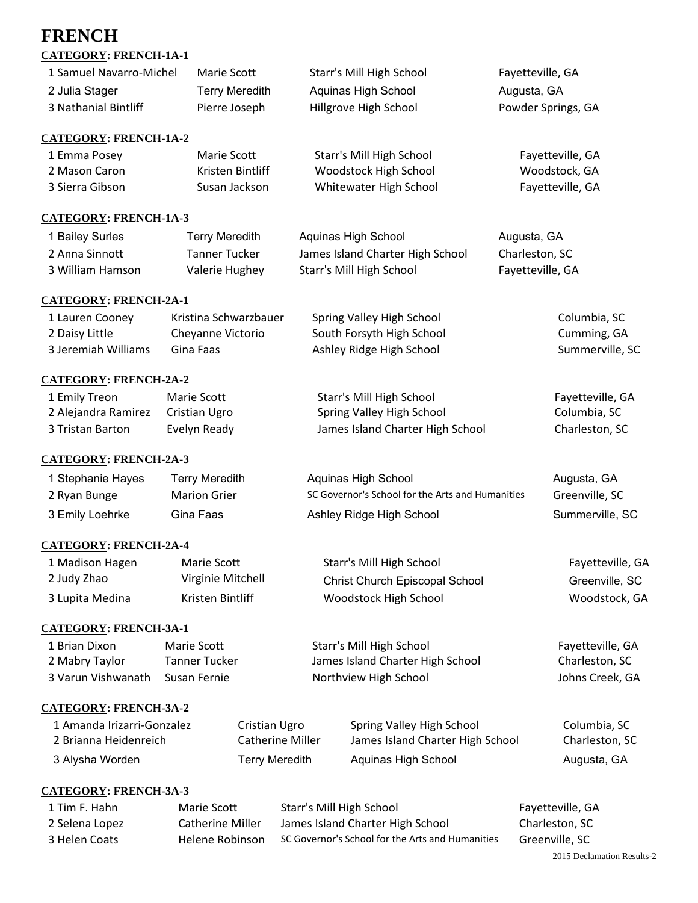# FRENCH

**CATEGORY: FRENCH-1A-1**

| | | | |
|---|---|---|---|
| 1 Samuel Navarro-Michel | Marie Scott | Starr's Mill High School | Fayetteville, GA |
| 2 Julia Stager | Terry Meredith | Aquinas High School | Augusta, GA |
| 3 Nathanial Bintliff | Pierre Joseph | Hillgrove High School | Powder Springs, GA |

**CATEGORY: FRENCH-1A-2**

| | | | |
|---|---|---|---|
| 1 Emma Posey | Marie Scott | Starr's Mill High School | Fayetteville, GA |
| 2 Mason Caron | Kristen Bintliff | Woodstock High School | Woodstock, GA |
| 3 Sierra Gibson | Susan Jackson | Whitewater High School | Fayetteville, GA |

**CATEGORY: FRENCH-1A-3**

| | | | |
|---|---|---|---|
| 1 Bailey Surles | Terry Meredith | Aquinas High School | Augusta, GA |
| 2 Anna Sinnott | Tanner Tucker | James Island Charter High School | Charleston, SC |
| 3 William Hamson | Valerie Hughey | Starr's Mill High School | Fayetteville, GA |

**CATEGORY: FRENCH-2A-1**

| | | | |
|---|---|---|---|
| 1 Lauren Cooney | Kristina Schwarzbauer | Spring Valley High School | Columbia, SC |
| 2 Daisy Little | Cheyanne Victorio | South Forsyth High School | Cumming, GA |
| 3 Jeremiah Williams | Gina Faas | Ashley Ridge High School | Summerville, SC |

**CATEGORY: FRENCH-2A-2**

| | | | |
|---|---|---|---|
| 1 Emily Treon | Marie Scott | Starr's Mill High School | Fayetteville, GA |
| 2 Alejandra Ramirez | Cristian Ugro | Spring Valley High School | Columbia, SC |
| 3 Tristan Barton | Evelyn Ready | James Island Charter High School | Charleston, SC |

**CATEGORY: FRENCH-2A-3**

| | | | |
|---|---|---|---|
| 1 Stephanie Hayes | Terry Meredith | Aquinas High School | Augusta, GA |
| 2 Ryan Bunge | Marion Grier | SC Governor's School for the Arts and Humanities | Greenville, SC |
| 3 Emily Loehrke | Gina Faas | Ashley Ridge High School | Summerville, SC |

**CATEGORY: FRENCH-2A-4**

| | | | |
|---|---|---|---|
| 1 Madison Hagen | Marie Scott | Starr's Mill High School | Fayetteville, GA |
| 2 Judy Zhao | Virginie Mitchell | Christ Church Episcopal School | Greenville, SC |
| 3 Lupita Medina | Kristen Bintliff | Woodstock High School | Woodstock, GA |

**CATEGORY: FRENCH-3A-1**

| | | | |
|---|---|---|---|
| 1 Brian Dixon | Marie Scott | Starr's Mill High School | Fayetteville, GA |
| 2 Mabry Taylor | Tanner Tucker | James Island Charter High School | Charleston, SC |
| 3 Varun Vishwanath | Susan Fernie | Northview High School | Johns Creek, GA |

**CATEGORY: FRENCH-3A-2**

| | | | |
|---|---|---|---|
| 1 Amanda Irizarri-Gonzalez | Cristian Ugro | Spring Valley High School | Columbia, SC |
| 2 Brianna Heidenreich | Catherine Miller | James Island Charter High School | Charleston, SC |
| 3 Alysha Worden | Terry Meredith | Aquinas High School | Augusta, GA |

**CATEGORY: FRENCH-3A-3**

| | | | |
|---|---|---|---|
| 1 Tim F. Hahn | Marie Scott | Starr's Mill High School | Fayetteville, GA |
| 2 Selena Lopez | Catherine Miller | James Island Charter High School | Charleston, SC |
| 3 Helen Coats | Helene Robinson | SC Governor's School for the Arts and Humanities | Greenville, SC |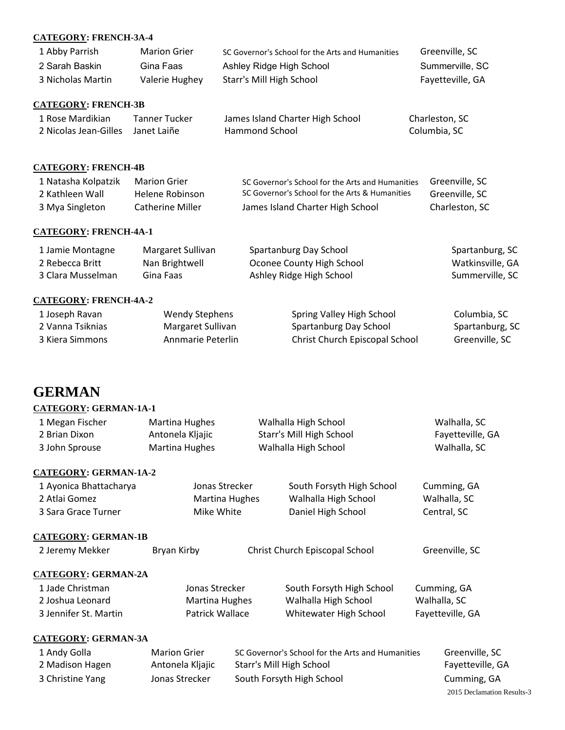**CATEGORY: FRENCH-3A-4**

| | | | |
|---|---|---|---|
| 1 Abby Parrish | Marion Grier | SC Governor's School for the Arts and Humanities | Greenville, SC |
| 2 Sarah Baskin | Gina Faas | Ashley Ridge High School | Summerville, SC |
| 3 Nicholas Martin | Valerie Hughey | Starr's Mill High School | Fayetteville, GA |

**CATEGORY: FRENCH-3B**

| | | | |
|---|---|---|---|
| 1 Rose Mardikian | Tanner Tucker | James Island Charter High School | Charleston, SC |
| 2 Nicolas Jean-Gilles | Janet Laiñe | Hammond School | Columbia, SC |

**CATEGORY: FRENCH-4B**

| | | | |
|---|---|---|---|
| 1 Natasha Kolpatzik | Marion Grier | SC Governor's School for the Arts and Humanities | Greenville, SC |
| 2 Kathleen Wall | Helene Robinson | SC Governor's School for the Arts & Humanities | Greenville, SC |
| 3 Mya Singleton | Catherine Miller | James Island Charter High School | Charleston, SC |

**CATEGORY: FRENCH-4A-1**

| | | | |
|---|---|---|---|
| 1 Jamie Montagne | Margaret Sullivan | Spartanburg Day School | Spartanburg, SC |
| 2 Rebecca Britt | Nan Brightwell | Oconee County High School | Watkinsville, GA |
| 3 Clara Musselman | Gina Faas | Ashley Ridge High School | Summerville, SC |

**CATEGORY: FRENCH-4A-2**

| | | | |
|---|---|---|---|
| 1 Joseph Ravan | Wendy Stephens | Spring Valley High School | Columbia, SC |
| 2 Vanna Tsiknias | Margaret Sullivan | Spartanburg Day School | Spartanburg, SC |
| 3 Kiera Simmons | Annmarie Peterlin | Christ Church Episcopal School | Greenville, SC |

# GERMAN

**CATEGORY: GERMAN-1A-1**

| | | | |
|---|---|---|---|
| 1 Megan Fischer | Martina Hughes | Walhalla High School | Walhalla, SC |
| 2 Brian Dixon | Antonela Kljajic | Starr's Mill High School | Fayetteville, GA |
| 3 John Sprouse | Martina Hughes | Walhalla High School | Walhalla, SC |

**CATEGORY: GERMAN-1A-2**

| | | | |
|---|---|---|---|
| 1 Ayonica Bhattacharya | Jonas Strecker | South Forsyth High School | Cumming, GA |
| 2 Atlai Gomez | Martina Hughes | Walhalla High School | Walhalla, SC |
| 3 Sara Grace Turner | Mike White | Daniel High School | Central, SC |

**CATEGORY: GERMAN-1B**

| | | | |
|---|---|---|---|
| 2 Jeremy Mekker | Bryan Kirby | Christ Church Episcopal School | Greenville, SC |

**CATEGORY: GERMAN-2A**

| | | | |
|---|---|---|---|
| 1 Jade Christman | Jonas Strecker | South Forsyth High School | Cumming, GA |
| 2 Joshua Leonard | Martina Hughes | Walhalla High School | Walhalla, SC |
| 3 Jennifer St. Martin | Patrick Wallace | Whitewater High School | Fayetteville, GA |

**CATEGORY: GERMAN-3A**

| | | | |
|---|---|---|---|
| 1 Andy Golla | Marion Grier | SC Governor's School for the Arts and Humanities | Greenville, SC |
| 2 Madison Hagen | Antonela Kljajic | Starr's Mill High School | Fayetteville, GA |
| 3 Christine Yang | Jonas Strecker | South Forsyth High School | Cumming, GA |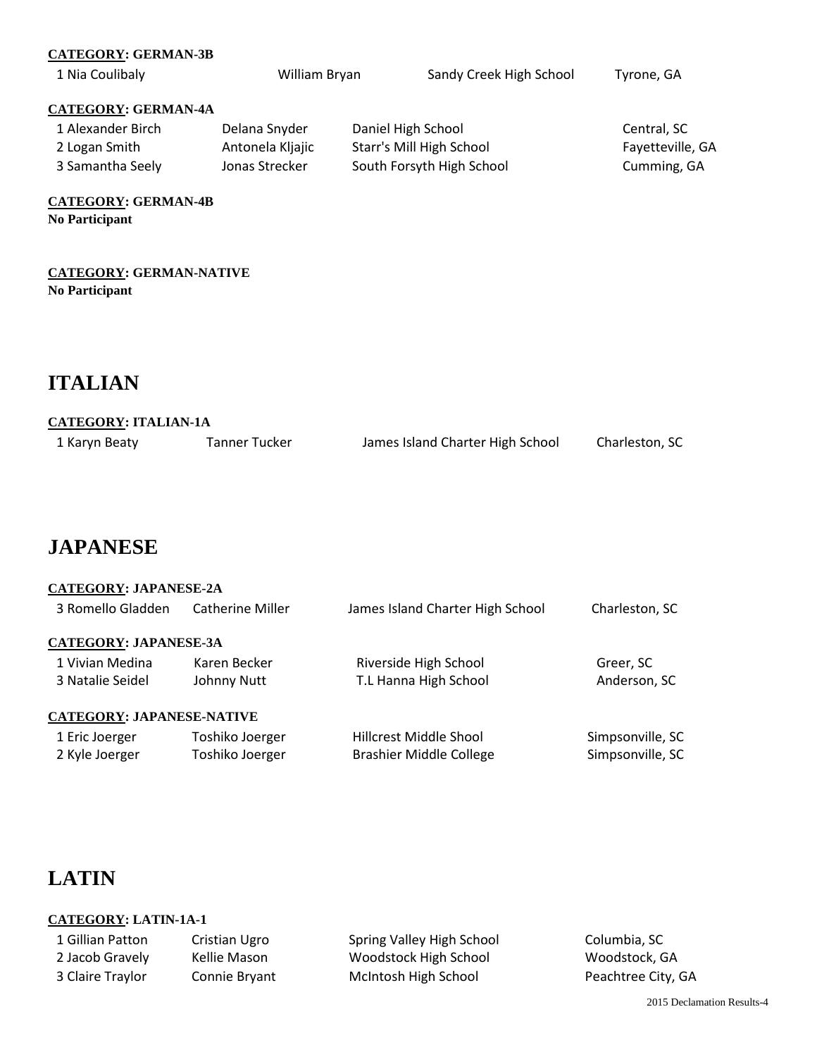**CATEGORY: GERMAN-3B**

| | | | |
|---|---|---|---|
| 1 Nia Coulibaly | William Bryan | Sandy Creek High School | Tyrone, GA |

**CATEGORY: GERMAN-4A**

| | | | |
|---|---|---|---|
| 1 Alexander Birch | Delana Snyder | Daniel High School | Central, SC |
| 2 Logan Smith | Antonela Kljajic | Starr's Mill High School | Fayetteville, GA |
| 3 Samantha Seely | Jonas Strecker | South Forsyth High School | Cumming, GA |

**CATEGORY: GERMAN-4B**

**No Participant**

**CATEGORY: GERMAN-NATIVE**

**No Participant**

# ITALIAN

**CATEGORY: ITALIAN-1A**

| | | | |
|---|---|---|---|
| 1 Karyn Beaty | Tanner Tucker | James Island Charter High School | Charleston, SC |

# JAPANESE

**CATEGORY: JAPANESE-2A**

| | | | |
|---|---|---|---|
| 3 Romello Gladden | Catherine Miller | James Island Charter High School | Charleston, SC |

**CATEGORY: JAPANESE-3A**

| | | | |
|---|---|---|---|
| 1 Vivian Medina | Karen Becker | Riverside High School | Greer, SC |
| 3 Natalie Seidel | Johnny Nutt | T.L Hanna High School | Anderson, SC |

**CATEGORY: JAPANESE-NATIVE**

| | | | |
|---|---|---|---|
| 1 Eric Joerger | Toshiko Joerger | Hillcrest Middle Shool | Simpsonville, SC |
| 2 Kyle Joerger | Toshiko Joerger | Brashier Middle College | Simpsonville, SC |

# LATIN

**CATEGORY: LATIN-1A-1**

| | | | |
|---|---|---|---|
| 1 Gillian Patton | Cristian Ugro | Spring Valley High School | Columbia, SC |
| 2 Jacob Gravely | Kellie Mason | Woodstock High School | Woodstock, GA |
| 3 Claire Traylor | Connie Bryant | McIntosh High School | Peachtree City, GA |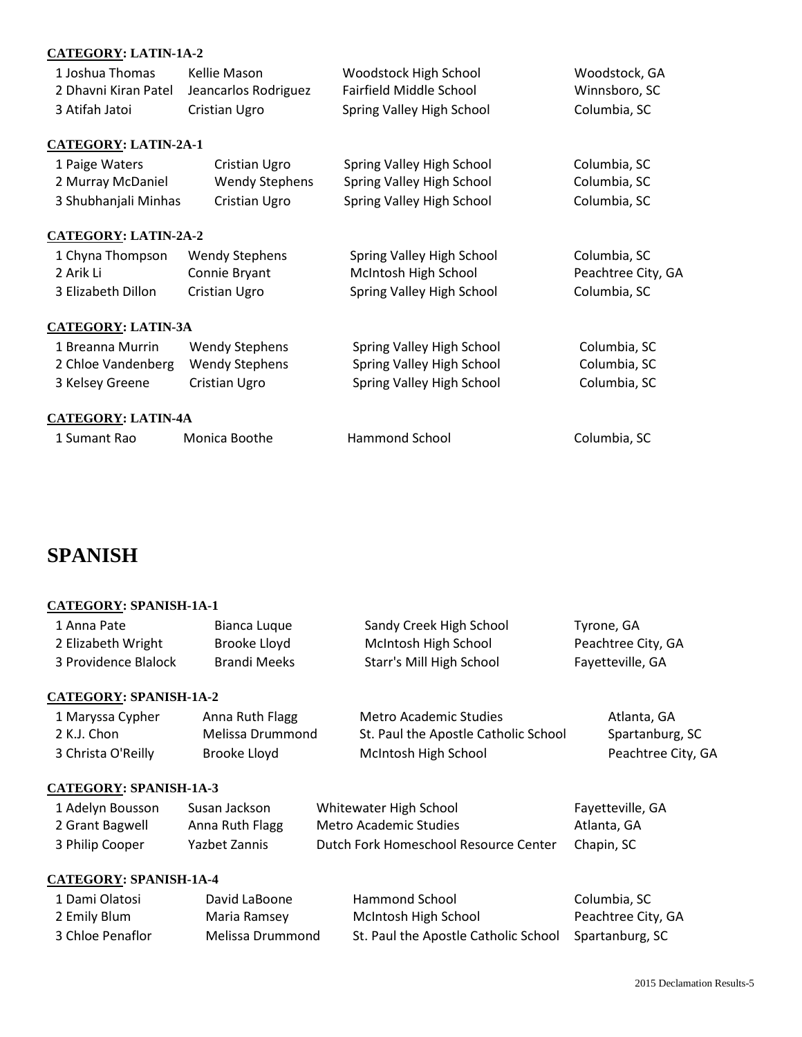**CATEGORY: LATIN-1A-2**

| | | | |
|---|---|---|---|
| 1 Joshua Thomas | Kellie Mason | Woodstock High School | Woodstock, GA |
| 2 Dhavni Kiran Patel | Jeancarlos Rodriguez | Fairfield Middle School | Winnsboro, SC |
| 3 Atifah Jatoi | Cristian Ugro | Spring Valley High School | Columbia, SC |

**CATEGORY: LATIN-2A-1**

| | | | |
|---|---|---|---|
| 1 Paige Waters | Cristian Ugro | Spring Valley High School | Columbia, SC |
| 2 Murray McDaniel | Wendy Stephens | Spring Valley High School | Columbia, SC |
| 3 Shubhanjali Minhas | Cristian Ugro | Spring Valley High School | Columbia, SC |

**CATEGORY: LATIN-2A-2**

| | | | |
|---|---|---|---|
| 1 Chyna Thompson | Wendy Stephens | Spring Valley High School | Columbia, SC |
| 2 Arik Li | Connie Bryant | McIntosh High School | Peachtree City, GA |
| 3 Elizabeth Dillon | Cristian Ugro | Spring Valley High School | Columbia, SC |

**CATEGORY: LATIN-3A**

| | | | |
|---|---|---|---|
| 1 Breanna Murrin | Wendy Stephens | Spring Valley High School | Columbia, SC |
| 2 Chloe Vandenberg | Wendy Stephens | Spring Valley High School | Columbia, SC |
| 3 Kelsey Greene | Cristian Ugro | Spring Valley High School | Columbia, SC |

**CATEGORY: LATIN-4A**

| | | | |
|---|---|---|---|
| 1 Sumant Rao | Monica Boothe | Hammond School | Columbia, SC |

# SPANISH

**CATEGORY: SPANISH-1A-1**

| | | | |
|---|---|---|---|
| 1 Anna Pate | Bianca Luque | Sandy Creek High School | Tyrone, GA |
| 2 Elizabeth Wright | Brooke Lloyd | McIntosh High School | Peachtree City, GA |
| 3 Providence Blalock | Brandi Meeks | Starr's Mill High School | Fayetteville, GA |

**CATEGORY: SPANISH-1A-2**

| | | | |
|---|---|---|---|
| 1 Maryssa Cypher | Anna Ruth Flagg | Metro Academic Studies | Atlanta, GA |
| 2 K.J. Chon | Melissa Drummond | St. Paul the Apostle Catholic School | Spartanburg, SC |
| 3 Christa O'Reilly | Brooke Lloyd | McIntosh High School | Peachtree City, GA |

**CATEGORY: SPANISH-1A-3**

| | | | |
|---|---|---|---|
| 1 Adelyn Bousson | Susan Jackson | Whitewater High School | Fayetteville, GA |
| 2 Grant Bagwell | Anna Ruth Flagg | Metro Academic Studies | Atlanta, GA |
| 3 Philip Cooper | Yazbet Zannis | Dutch Fork Homeschool Resource Center | Chapin, SC |

**CATEGORY: SPANISH-1A-4**

| | | | |
|---|---|---|---|
| 1 Dami Olatosi | David LaBoone | Hammond School | Columbia, SC |
| 2 Emily Blum | Maria Ramsey | McIntosh High School | Peachtree City, GA |
| 3 Chloe Penaflor | Melissa Drummond | St. Paul the Apostle Catholic School | Spartanburg, SC |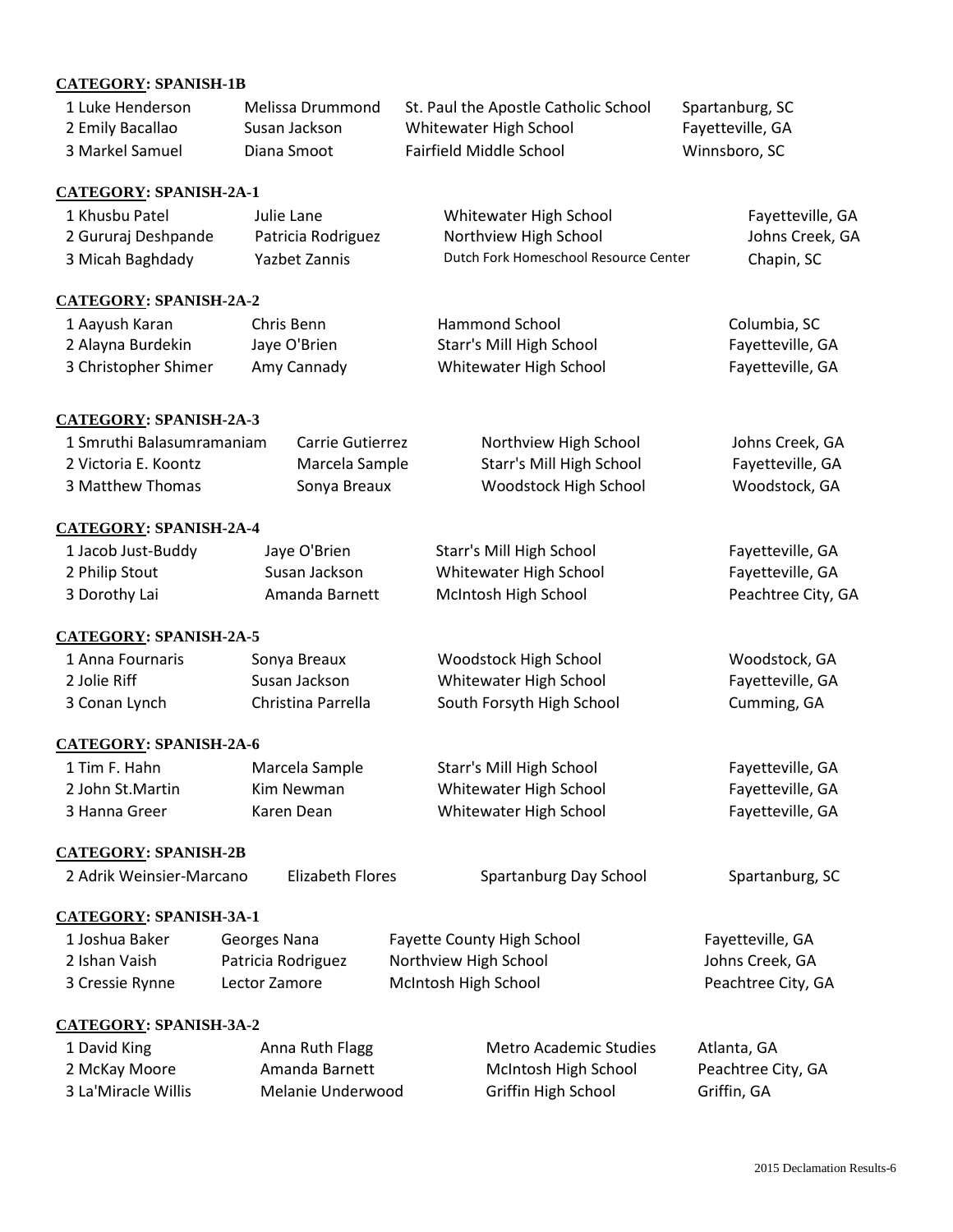**CATEGORY: SPANISH-1B**

| Place | Student | Teacher | School | Location |
|---|---|---|---|---|
| 1 | Luke Henderson | Melissa Drummond | St. Paul the Apostle Catholic School | Spartanburg, SC |
| 2 | Emily Bacallao | Susan Jackson | Whitewater High School | Fayetteville, GA |
| 3 | Markel Samuel | Diana Smoot | Fairfield Middle School | Winnsboro, SC |

**CATEGORY: SPANISH-2A-1**

| Place | Student | Teacher | School | Location |
|---|---|---|---|---|
| 1 | Khusbu Patel | Julie Lane | Whitewater High School | Fayetteville, GA |
| 2 | Gururaj Deshpande | Patricia Rodriguez | Northview High School | Johns Creek, GA |
| 3 | Micah Baghdady | Yazbet Zannis | Dutch Fork Homeschool Resource Center | Chapin, SC |

**CATEGORY: SPANISH-2A-2**

| Place | Student | Teacher | School | Location |
|---|---|---|---|---|
| 1 | Aayush Karan | Chris Benn | Hammond School | Columbia, SC |
| 2 | Alayna Burdekin | Jaye O'Brien | Starr's Mill High School | Fayetteville, GA |
| 3 | Christopher Shimer | Amy Cannady | Whitewater High School | Fayetteville, GA |

**CATEGORY: SPANISH-2A-3**

| Place | Student | Teacher | School | Location |
|---|---|---|---|---|
| 1 | Smruthi Balasumramaniam | Carrie Gutierrez | Northview High School | Johns Creek, GA |
| 2 | Victoria E. Koontz | Marcela Sample | Starr's Mill High School | Fayetteville, GA |
| 3 | Matthew Thomas | Sonya Breaux | Woodstock High School | Woodstock, GA |

**CATEGORY: SPANISH-2A-4**

| Place | Student | Teacher | School | Location |
|---|---|---|---|---|
| 1 | Jacob Just-Buddy | Jaye O'Brien | Starr's Mill High School | Fayetteville, GA |
| 2 | Philip Stout | Susan Jackson | Whitewater High School | Fayetteville, GA |
| 3 | Dorothy Lai | Amanda Barnett | McIntosh High School | Peachtree City, GA |

**CATEGORY: SPANISH-2A-5**

| Place | Student | Teacher | School | Location |
|---|---|---|---|---|
| 1 | Anna Fournaris | Sonya Breaux | Woodstock High School | Woodstock, GA |
| 2 | Jolie Riff | Susan Jackson | Whitewater High School | Fayetteville, GA |
| 3 | Conan Lynch | Christina Parrella | South Forsyth High School | Cumming, GA |

**CATEGORY: SPANISH-2A-6**

| Place | Student | Teacher | School | Location |
|---|---|---|---|---|
| 1 | Tim F. Hahn | Marcela Sample | Starr's Mill High School | Fayetteville, GA |
| 2 | John St.Martin | Kim Newman | Whitewater High School | Fayetteville, GA |
| 3 | Hanna Greer | Karen Dean | Whitewater High School | Fayetteville, GA |

**CATEGORY: SPANISH-2B**

| Place | Student | Teacher | School | Location |
|---|---|---|---|---|
| 2 | Adrik Weinsier-Marcano | Elizabeth Flores | Spartanburg Day School | Spartanburg, SC |

**CATEGORY: SPANISH-3A-1**

| Place | Student | Teacher | School | Location |
|---|---|---|---|---|
| 1 | Joshua Baker | Georges Nana | Fayette County High School | Fayetteville, GA |
| 2 | Ishan Vaish | Patricia Rodriguez | Northview High School | Johns Creek, GA |
| 3 | Cressie Rynne | Lector Zamore | McIntosh High School | Peachtree City, GA |

**CATEGORY: SPANISH-3A-2**

| Place | Student | Teacher | School | Location |
|---|---|---|---|---|
| 1 | David King | Anna Ruth Flagg | Metro Academic Studies | Atlanta, GA |
| 2 | McKay Moore | Amanda Barnett | McIntosh High School | Peachtree City, GA |
| 3 | La'Miracle Willis | Melanie Underwood | Griffin High School | Griffin, GA |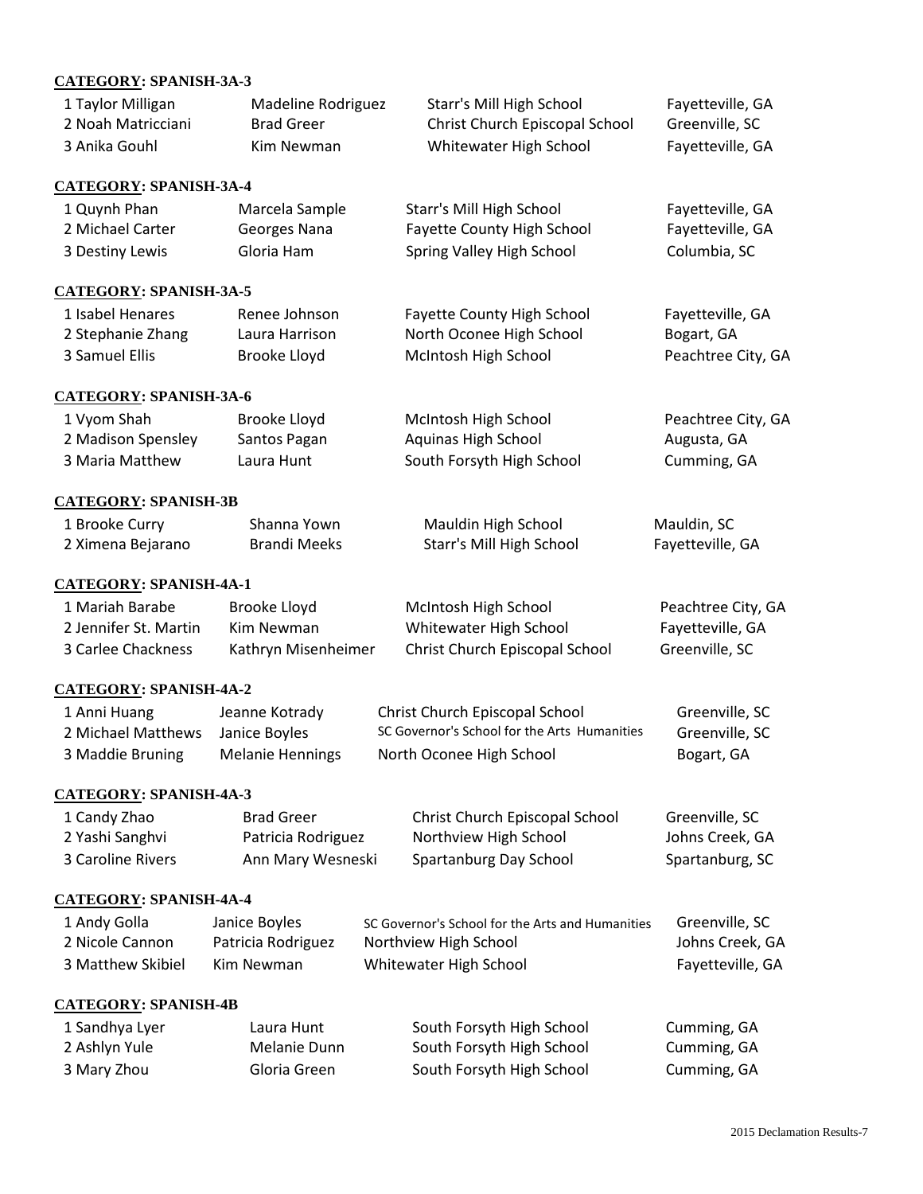**CATEGORY: SPANISH-3A-3**

| Place | Student | Teacher | School | Location |
|---|---|---|---|---|
| 1 | Taylor Milligan | Madeline Rodriguez | Starr's Mill High School | Fayetteville, GA |
| 2 | Noah Matricciani | Brad Greer | Christ Church Episcopal School | Greenville, SC |
| 3 | Anika Gouhl | Kim Newman | Whitewater High School | Fayetteville, GA |

**CATEGORY: SPANISH-3A-4**

| Place | Student | Teacher | School | Location |
|---|---|---|---|---|
| 1 | Quynh Phan | Marcela Sample | Starr's Mill High School | Fayetteville, GA |
| 2 | Michael Carter | Georges Nana | Fayette County High School | Fayetteville, GA |
| 3 | Destiny Lewis | Gloria Ham | Spring Valley High School | Columbia, SC |

**CATEGORY: SPANISH-3A-5**

| Place | Student | Teacher | School | Location |
|---|---|---|---|---|
| 1 | Isabel Henares | Renee Johnson | Fayette County High School | Fayetteville, GA |
| 2 | Stephanie Zhang | Laura Harrison | North Oconee High School | Bogart, GA |
| 3 | Samuel Ellis | Brooke Lloyd | McIntosh High School | Peachtree City, GA |

**CATEGORY: SPANISH-3A-6**

| Place | Student | Teacher | School | Location |
|---|---|---|---|---|
| 1 | Vyom Shah | Brooke Lloyd | McIntosh High School | Peachtree City, GA |
| 2 | Madison Spensley | Santos Pagan | Aquinas High School | Augusta, GA |
| 3 | Maria Matthew | Laura Hunt | South Forsyth High School | Cumming, GA |

**CATEGORY: SPANISH-3B**

| Place | Student | Teacher | School | Location |
|---|---|---|---|---|
| 1 | Brooke Curry | Shanna Yown | Mauldin High School | Mauldin, SC |
| 2 | Ximena Bejarano | Brandi Meeks | Starr's Mill High School | Fayetteville, GA |

**CATEGORY: SPANISH-4A-1**

| Place | Student | Teacher | School | Location |
|---|---|---|---|---|
| 1 | Mariah Barabe | Brooke Lloyd | McIntosh High School | Peachtree City, GA |
| 2 | Jennifer St. Martin | Kim Newman | Whitewater High School | Fayetteville, GA |
| 3 | Carlee Chackness | Kathryn Misenheimer | Christ Church Episcopal School | Greenville, SC |

**CATEGORY: SPANISH-4A-2**

| Place | Student | Teacher | School | Location |
|---|---|---|---|---|
| 1 | Anni Huang | Jeanne Kotrady | Christ Church Episcopal School | Greenville, SC |
| 2 | Michael Matthews | Janice Boyles | SC Governor's School for the Arts Humanities | Greenville, SC |
| 3 | Maddie Bruning | Melanie Hennings | North Oconee High School | Bogart, GA |

**CATEGORY: SPANISH-4A-3**

| Place | Student | Teacher | School | Location |
|---|---|---|---|---|
| 1 | Candy Zhao | Brad Greer | Christ Church Episcopal School | Greenville, SC |
| 2 | Yashi Sanghvi | Patricia Rodriguez | Northview High School | Johns Creek, GA |
| 3 | Caroline Rivers | Ann Mary Wesneski | Spartanburg Day School | Spartanburg, SC |

**CATEGORY: SPANISH-4A-4**

| Place | Student | Teacher | School | Location |
|---|---|---|---|---|
| 1 | Andy Golla | Janice Boyles | SC Governor's School for the Arts and Humanities | Greenville, SC |
| 2 | Nicole Cannon | Patricia Rodriguez | Northview High School | Johns Creek, GA |
| 3 | Matthew Skibiel | Kim Newman | Whitewater High School | Fayetteville, GA |

**CATEGORY: SPANISH-4B**

| Place | Student | Teacher | School | Location |
|---|---|---|---|---|
| 1 | Sandhya Lyer | Laura Hunt | South Forsyth High School | Cumming, GA |
| 2 | Ashlyn Yule | Melanie Dunn | South Forsyth High School | Cumming, GA |
| 3 | Mary Zhou | Gloria Green | South Forsyth High School | Cumming, GA |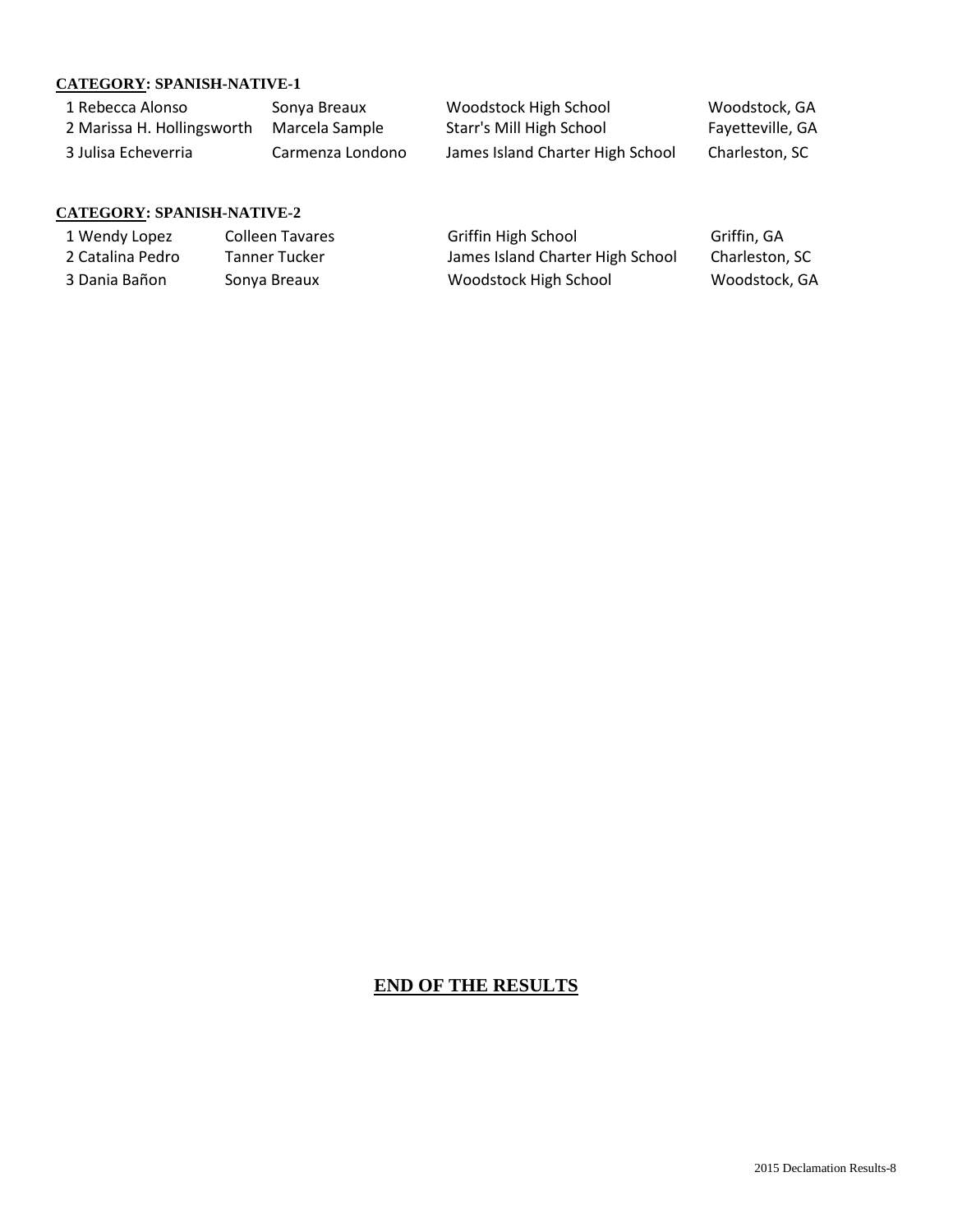**CATEGORY: SPANISH-NATIVE-1**

| | | | |
|---|---|---|---|
| 1 Rebecca Alonso | Sonya Breaux | Woodstock High School | Woodstock, GA |
| 2 Marissa H. Hollingsworth | Marcela Sample | Starr's Mill High School | Fayetteville, GA |
| 3 Julisa Echeverria | Carmenza Londono | James Island Charter High School | Charleston, SC |

**CATEGORY: SPANISH-NATIVE-2**

| | | | |
|---|---|---|---|
| 1 Wendy Lopez | Colleen Tavares | Griffin High School | Griffin, GA |
| 2 Catalina Pedro | Tanner Tucker | James Island Charter High School | Charleston, SC |
| 3 Dania Bañon | Sonya Breaux | Woodstock High School | Woodstock, GA |

**END OF THE RESULTS**